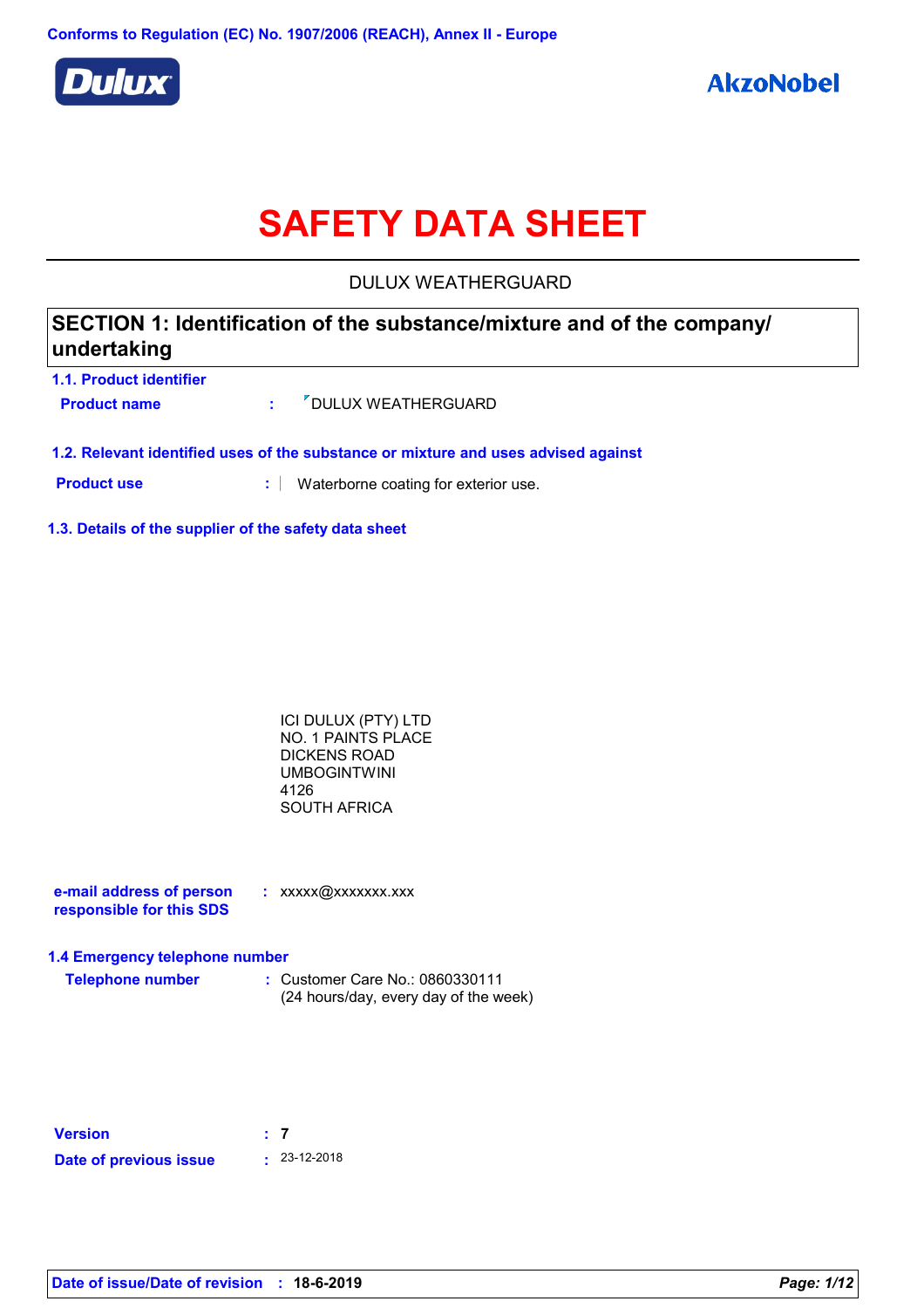Conforms to Regulation (EC) No. 1907/2006 (REACH), Annex II - Europe

Dulux

AkzoNobel

# SAFETY DATA SHEET

DULUX WEATHERGUARD

## SECTION 1: Identification of the substance/mixture and of the company/ undertaking

### 1.1. Product identifier

**Product name** : DULUX WEATHERGUARD

### 1.2. Relevant identified uses of the substance or mixture and uses advised against

**Product use** : Waterborne coating for exterior use.

### 1.3. Details of the supplier of the safety data sheet

ICI DULUX (PTY) LTD
NO. 1 PAINTS PLACE
DICKENS ROAD
UMBOGINTWINI
4126
SOUTH AFRICA

**e-mail address of person responsible for this SDS** : xxxxx@xxxxxxx.xxx

### 1.4 Emergency telephone number

**Telephone number** : Customer Care No.: 0860330111
(24 hours/day, every day of the week)

**Version** : 7

**Date of previous issue** : 23-12-2018

**Date of issue/Date of revision** : 18-6-2019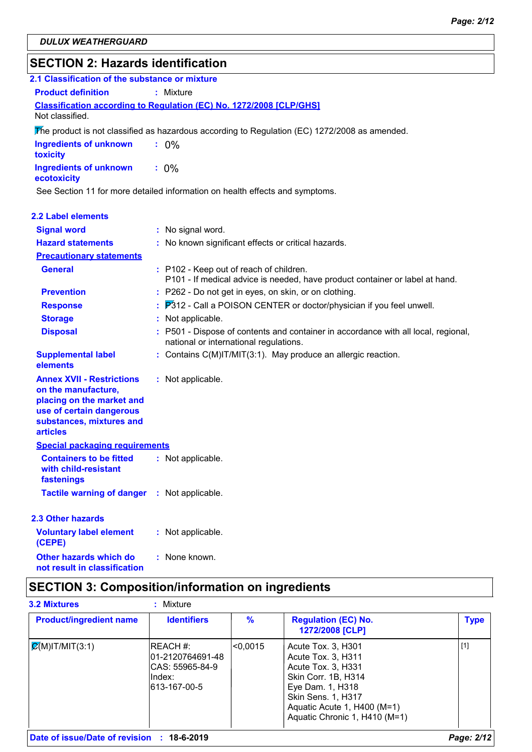**DULUX WEATHERGUARD**

## SECTION 2: Hazards identification

### 2.1 Classification of the substance or mixture

**Product definition** : Mixture

**Classification according to Regulation (EC) No. 1272/2008 [CLP/GHS]**

Not classified.

The product is not classified as hazardous according to Regulation (EC) 1272/2008 as amended.

**Ingredients of unknown toxicity** : 0%

**Ingredients of unknown ecotoxicity** : 0%

See Section 11 for more detailed information on health effects and symptoms.

### 2.2 Label elements

**Signal word** : No signal word.

**Hazard statements** : No known significant effects or critical hazards.

**Precautionary statements**

**General** : P102 - Keep out of reach of children.
P101 - If medical advice is needed, have product container or label at hand.

**Prevention** : P262 - Do not get in eyes, on skin, or on clothing.

**Response** : P312 - Call a POISON CENTER or doctor/physician if you feel unwell.

**Storage** : Not applicable.

**Disposal** : P501 - Dispose of contents and container in accordance with all local, regional, national or international regulations.

**Supplemental label elements** : Contains C(M)IT/MIT(3:1). May produce an allergic reaction.

**Annex XVII - Restrictions on the manufacture, placing on the market and use of certain dangerous substances, mixtures and articles** : Not applicable.

**Special packaging requirements**

**Containers to be fitted with child-resistant fastenings** : Not applicable.

**Tactile warning of danger** : Not applicable.

### 2.3 Other hazards

**Voluntary label element (CEPE)** : Not applicable.

**Other hazards which do not result in classification** : None known.

## SECTION 3: Composition/information on ingredients

**3.2 Mixtures** : Mixture

| Product/ingredient name | Identifiers | % | Regulation (EC) No. 1272/2008 [CLP] | Type |
|---|---|---|---|---|
| C(M)IT/MIT(3:1) | REACH #: 01-2120764691-48<br>CAS: 55965-84-9<br>Index: 613-167-00-5 | <0,0015 | Acute Tox. 3, H301<br>Acute Tox. 3, H311<br>Acute Tox. 3, H331<br>Skin Corr. 1B, H314<br>Eye Dam. 1, H318<br>Skin Sens. 1, H317<br>Aquatic Acute 1, H400 (M=1)<br>Aquatic Chronic 1, H410 (M=1) | [1] |

**Date of issue/Date of revision** : 18-6-2019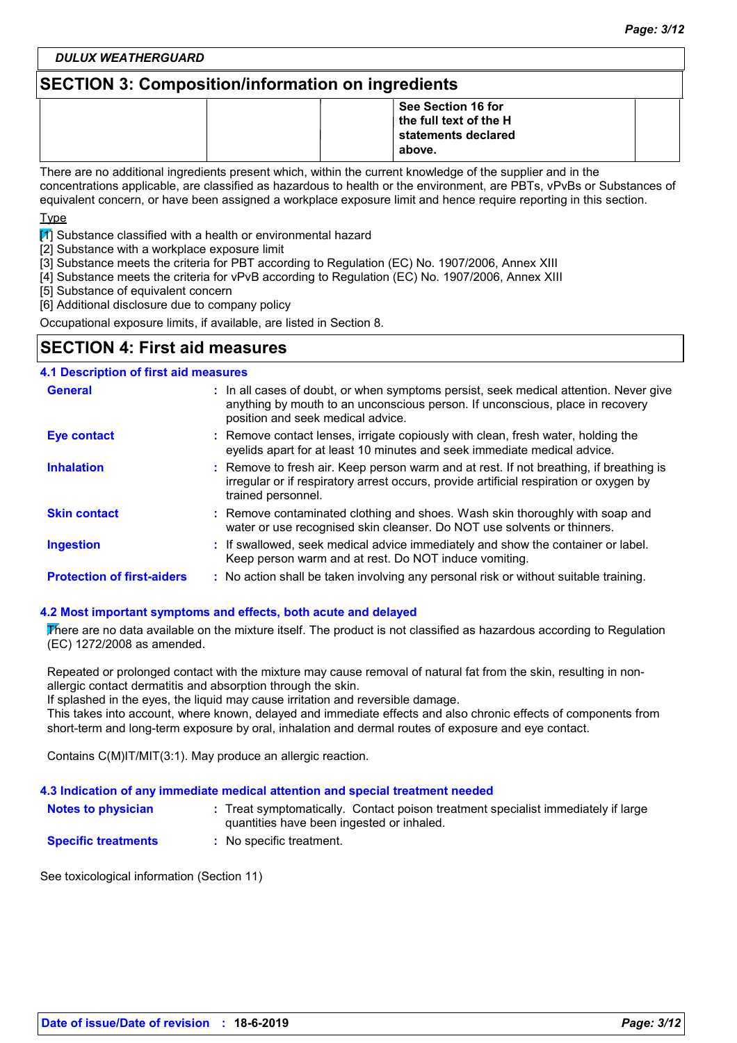## SECTION 3: Composition/information on ingredients

| | | | See Section 16 for the full text of the H statements declared above. | |
|---|---|---|---|---|

There are no additional ingredients present which, within the current knowledge of the supplier and in the concentrations applicable, are classified as hazardous to health or the environment, are PBTs, vPvBs or Substances of equivalent concern, or have been assigned a workplace exposure limit and hence require reporting in this section.

Type

[1] Substance classified with a health or environmental hazard
[2] Substance with a workplace exposure limit
[3] Substance meets the criteria for PBT according to Regulation (EC) No. 1907/2006, Annex XIII
[4] Substance meets the criteria for vPvB according to Regulation (EC) No. 1907/2006, Annex XIII
[5] Substance of equivalent concern
[6] Additional disclosure due to company policy

Occupational exposure limits, if available, are listed in Section 8.

## SECTION 4: First aid measures

### 4.1 Description of first aid measures

**General** : In all cases of doubt, or when symptoms persist, seek medical attention. Never give anything by mouth to an unconscious person. If unconscious, place in recovery position and seek medical advice.

**Eye contact** : Remove contact lenses, irrigate copiously with clean, fresh water, holding the eyelids apart for at least 10 minutes and seek immediate medical advice.

**Inhalation** : Remove to fresh air. Keep person warm and at rest. If not breathing, if breathing is irregular or if respiratory arrest occurs, provide artificial respiration or oxygen by trained personnel.

**Skin contact** : Remove contaminated clothing and shoes. Wash skin thoroughly with soap and water or use recognised skin cleanser. Do NOT use solvents or thinners.

**Ingestion** : If swallowed, seek medical advice immediately and show the container or label. Keep person warm and at rest. Do NOT induce vomiting.

**Protection of first-aiders** : No action shall be taken involving any personal risk or without suitable training.

### 4.2 Most important symptoms and effects, both acute and delayed

There are no data available on the mixture itself. The product is not classified as hazardous according to Regulation (EC) 1272/2008 as amended.

Repeated or prolonged contact with the mixture may cause removal of natural fat from the skin, resulting in non-allergic contact dermatitis and absorption through the skin.
If splashed in the eyes, the liquid may cause irritation and reversible damage.
This takes into account, where known, delayed and immediate effects and also chronic effects of components from short-term and long-term exposure by oral, inhalation and dermal routes of exposure and eye contact.

Contains C(M)IT/MIT(3:1). May produce an allergic reaction.

### 4.3 Indication of any immediate medical attention and special treatment needed

**Notes to physician** : Treat symptomatically. Contact poison treatment specialist immediately if large quantities have been ingested or inhaled.

**Specific treatments** : No specific treatment.

See toxicological information (Section 11)

**Date of issue/Date of revision** : 18-6-2019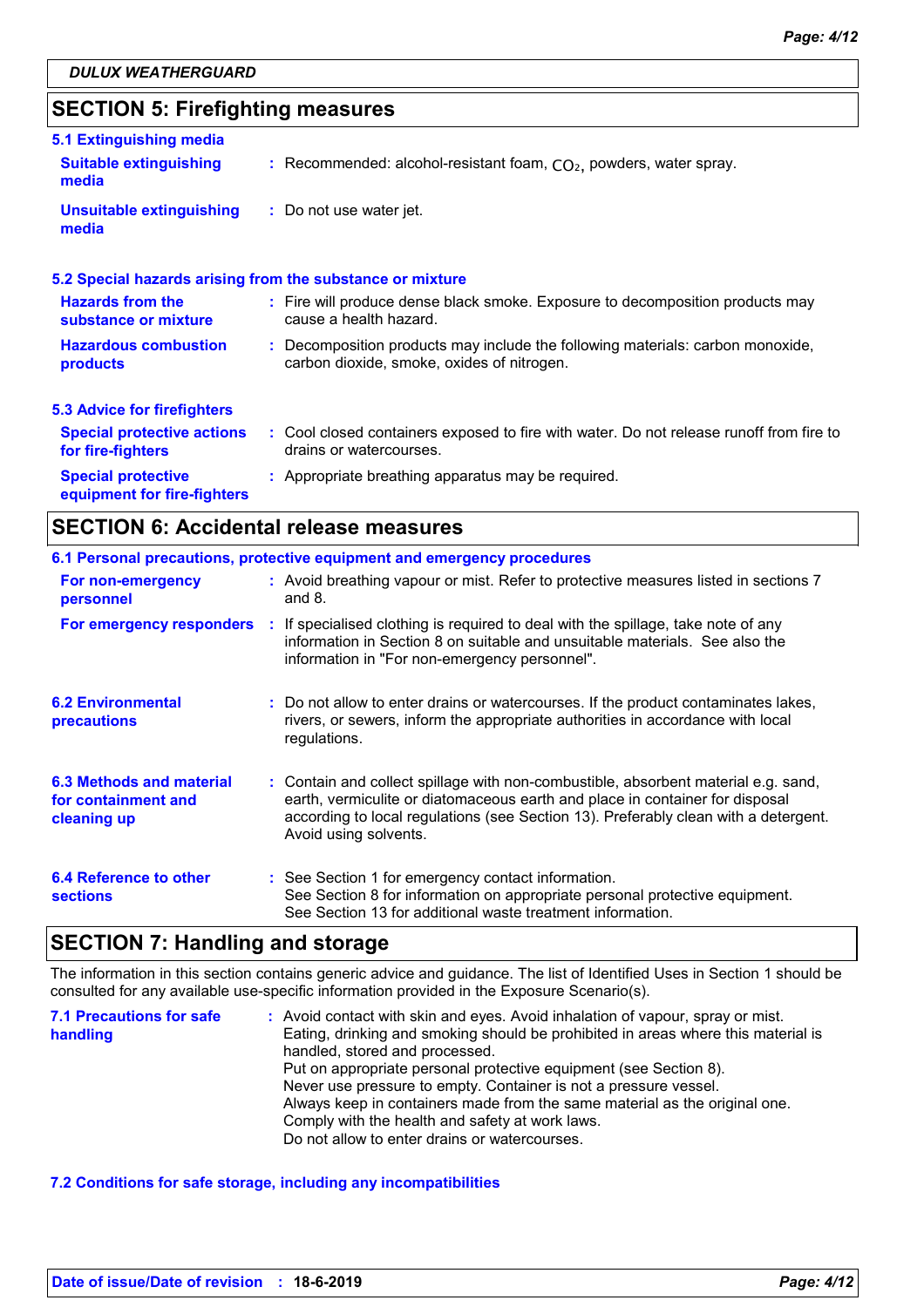## SECTION 5: Firefighting measures

### 5.1 Extinguishing media

**Suitable extinguishing media** : Recommended: alcohol-resistant foam, $CO_2$, powders, water spray.

**Unsuitable extinguishing media** : Do not use water jet.

### 5.2 Special hazards arising from the substance or mixture

**Hazards from the substance or mixture** : Fire will produce dense black smoke. Exposure to decomposition products may cause a health hazard.

**Hazardous combustion products** : Decomposition products may include the following materials: carbon monoxide, carbon dioxide, smoke, oxides of nitrogen.

### 5.3 Advice for firefighters

**Special protective actions for fire-fighters** : Cool closed containers exposed to fire with water. Do not release runoff from fire to drains or watercourses.

**Special protective equipment for fire-fighters** : Appropriate breathing apparatus may be required.

## SECTION 6: Accidental release measures

### 6.1 Personal precautions, protective equipment and emergency procedures

**For non-emergency personnel** : Avoid breathing vapour or mist. Refer to protective measures listed in sections 7 and 8.

**For emergency responders** : If specialised clothing is required to deal with the spillage, take note of any information in Section 8 on suitable and unsuitable materials. See also the information in "For non-emergency personnel".

**6.2 Environmental precautions** : Do not allow to enter drains or watercourses. If the product contaminates lakes, rivers, or sewers, inform the appropriate authorities in accordance with local regulations.

**6.3 Methods and material for containment and cleaning up** : Contain and collect spillage with non-combustible, absorbent material e.g. sand, earth, vermiculite or diatomaceous earth and place in container for disposal according to local regulations (see Section 13). Preferably clean with a detergent. Avoid using solvents.

**6.4 Reference to other sections** : See Section 1 for emergency contact information.
See Section 8 for information on appropriate personal protective equipment.
See Section 13 for additional waste treatment information.

## SECTION 7: Handling and storage

The information in this section contains generic advice and guidance. The list of Identified Uses in Section 1 should be consulted for any available use-specific information provided in the Exposure Scenario(s).

**7.1 Precautions for safe handling** : Avoid contact with skin and eyes. Avoid inhalation of vapour, spray or mist.
Eating, drinking and smoking should be prohibited in areas where this material is handled, stored and processed.
Put on appropriate personal protective equipment (see Section 8).
Never use pressure to empty. Container is not a pressure vessel.
Always keep in containers made from the same material as the original one.
Comply with the health and safety at work laws.
Do not allow to enter drains or watercourses.

### 7.2 Conditions for safe storage, including any incompatibilities

**Date of issue/Date of revision** : 18-6-2019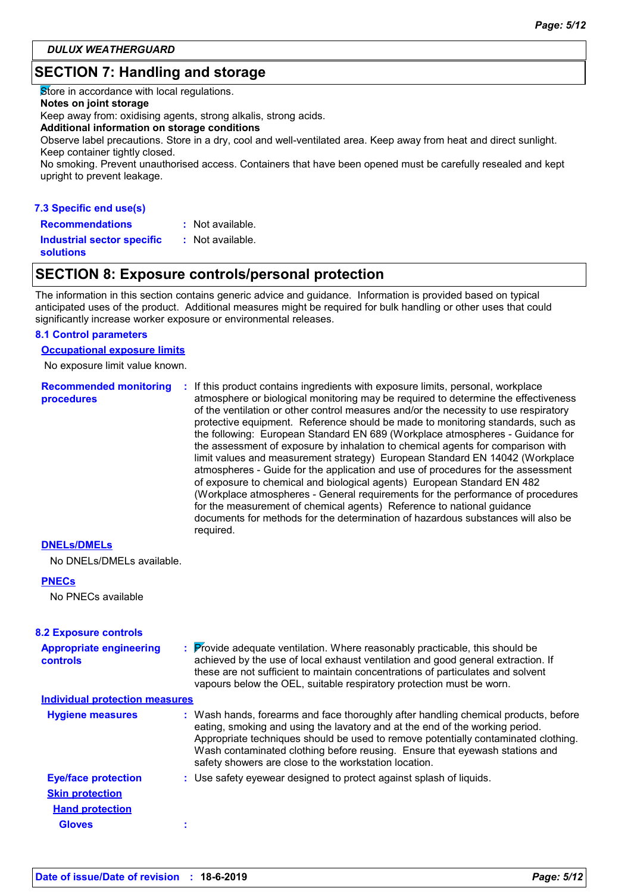*DULUX WEATHERGUARD*

## SECTION 7: Handling and storage

Store in accordance with local regulations.

**Notes on joint storage**

Keep away from: oxidising agents, strong alkalis, strong acids.

**Additional information on storage conditions**

Observe label precautions. Store in a dry, cool and well-ventilated area. Keep away from heat and direct sunlight. Keep container tightly closed.

No smoking. Prevent unauthorised access. Containers that have been opened must be carefully resealed and kept upright to prevent leakage.

### 7.3 Specific end use(s)

**Recommendations** : Not available.

**Industrial sector specific solutions** : Not available.

## SECTION 8: Exposure controls/personal protection

The information in this section contains generic advice and guidance. Information is provided based on typical anticipated uses of the product. Additional measures might be required for bulk handling or other uses that could significantly increase worker exposure or environmental releases.

### 8.1 Control parameters

**Occupational exposure limits**

No exposure limit value known.

**Recommended monitoring procedures** : If this product contains ingredients with exposure limits, personal, workplace atmosphere or biological monitoring may be required to determine the effectiveness of the ventilation or other control measures and/or the necessity to use respiratory protective equipment. Reference should be made to monitoring standards, such as the following: European Standard EN 689 (Workplace atmospheres - Guidance for the assessment of exposure by inhalation to chemical agents for comparison with limit values and measurement strategy) European Standard EN 14042 (Workplace atmospheres - Guide for the application and use of procedures for the assessment of exposure to chemical and biological agents) European Standard EN 482 (Workplace atmospheres - General requirements for the performance of procedures for the measurement of chemical agents) Reference to national guidance documents for methods for the determination of hazardous substances will also be required.

**DNELs/DMELs**

No DNELs/DMELs available.

**PNECs**

No PNECs available

### 8.2 Exposure controls

**Appropriate engineering controls** : Provide adequate ventilation. Where reasonably practicable, this should be achieved by the use of local exhaust ventilation and good general extraction. If these are not sufficient to maintain concentrations of particulates and solvent vapours below the OEL, suitable respiratory protection must be worn.

**Individual protection measures**

**Hygiene measures** : Wash hands, forearms and face thoroughly after handling chemical products, before eating, smoking and using the lavatory and at the end of the working period. Appropriate techniques should be used to remove potentially contaminated clothing. Wash contaminated clothing before reusing. Ensure that eyewash stations and safety showers are close to the workstation location.

**Eye/face protection** : Use safety eyewear designed to protect against splash of liquids.

**Skin protection**

**Hand protection**

**Gloves** :

Date of issue/Date of revision : 18-6-2019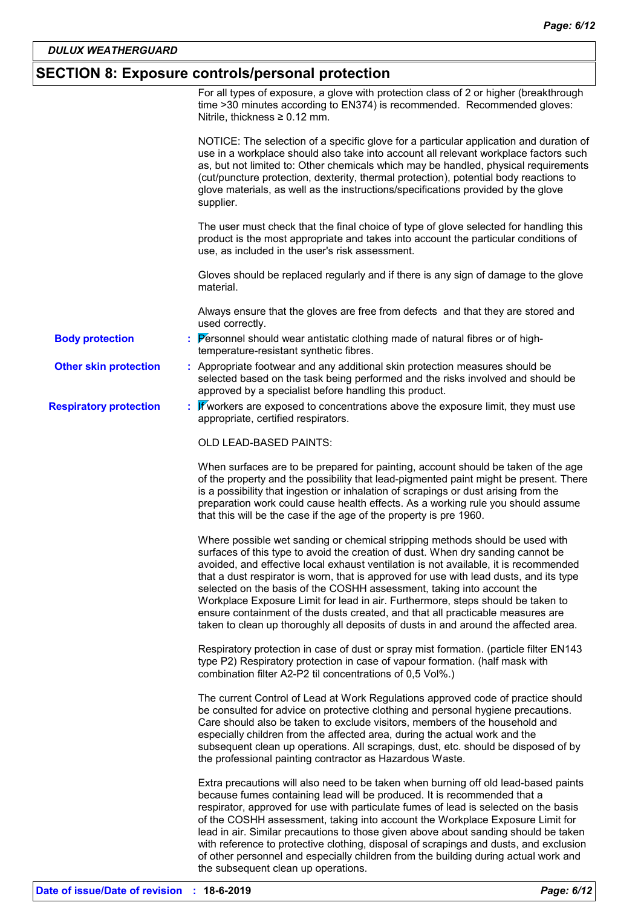## SECTION 8: Exposure controls/personal protection

For all types of exposure, a glove with protection class of 2 or higher (breakthrough time >30 minutes according to EN374) is recommended. Recommended gloves: Nitrile, thickness ≥ 0.12 mm.

NOTICE: The selection of a specific glove for a particular application and duration of use in a workplace should also take into account all relevant workplace factors such as, but not limited to: Other chemicals which may be handled, physical requirements (cut/puncture protection, dexterity, thermal protection), potential body reactions to glove materials, as well as the instructions/specifications provided by the glove supplier.

The user must check that the final choice of type of glove selected for handling this product is the most appropriate and takes into account the particular conditions of use, as included in the user's risk assessment.

Gloves should be replaced regularly and if there is any sign of damage to the glove material.

Always ensure that the gloves are free from defects and that they are stored and used correctly.

**Body protection** : Personnel should wear antistatic clothing made of natural fibres or of high-temperature-resistant synthetic fibres.

**Other skin protection** : Appropriate footwear and any additional skin protection measures should be selected based on the task being performed and the risks involved and should be approved by a specialist before handling this product.

**Respiratory protection** : If workers are exposed to concentrations above the exposure limit, they must use appropriate, certified respirators.

OLD LEAD-BASED PAINTS:

When surfaces are to be prepared for painting, account should be taken of the age of the property and the possibility that lead-pigmented paint might be present. There is a possibility that ingestion or inhalation of scrapings or dust arising from the preparation work could cause health effects. As a working rule you should assume that this will be the case if the age of the property is pre 1960.

Where possible wet sanding or chemical stripping methods should be used with surfaces of this type to avoid the creation of dust. When dry sanding cannot be avoided, and effective local exhaust ventilation is not available, it is recommended that a dust respirator is worn, that is approved for use with lead dusts, and its type selected on the basis of the COSHH assessment, taking into account the Workplace Exposure Limit for lead in air. Furthermore, steps should be taken to ensure containment of the dusts created, and that all practicable measures are taken to clean up thoroughly all deposits of dusts in and around the affected area.

Respiratory protection in case of dust or spray mist formation. (particle filter EN143 type P2) Respiratory protection in case of vapour formation. (half mask with combination filter A2-P2 til concentrations of 0,5 Vol%.)

The current Control of Lead at Work Regulations approved code of practice should be consulted for advice on protective clothing and personal hygiene precautions. Care should also be taken to exclude visitors, members of the household and especially children from the affected area, during the actual work and the subsequent clean up operations. All scrapings, dust, etc. should be disposed of by the professional painting contractor as Hazardous Waste.

Extra precautions will also need to be taken when burning off old lead-based paints because fumes containing lead will be produced. It is recommended that a respirator, approved for use with particulate fumes of lead is selected on the basis of the COSHH assessment, taking into account the Workplace Exposure Limit for lead in air. Similar precautions to those given above about sanding should be taken with reference to protective clothing, disposal of scrapings and dusts, and exclusion of other personnel and especially children from the building during actual work and the subsequent clean up operations.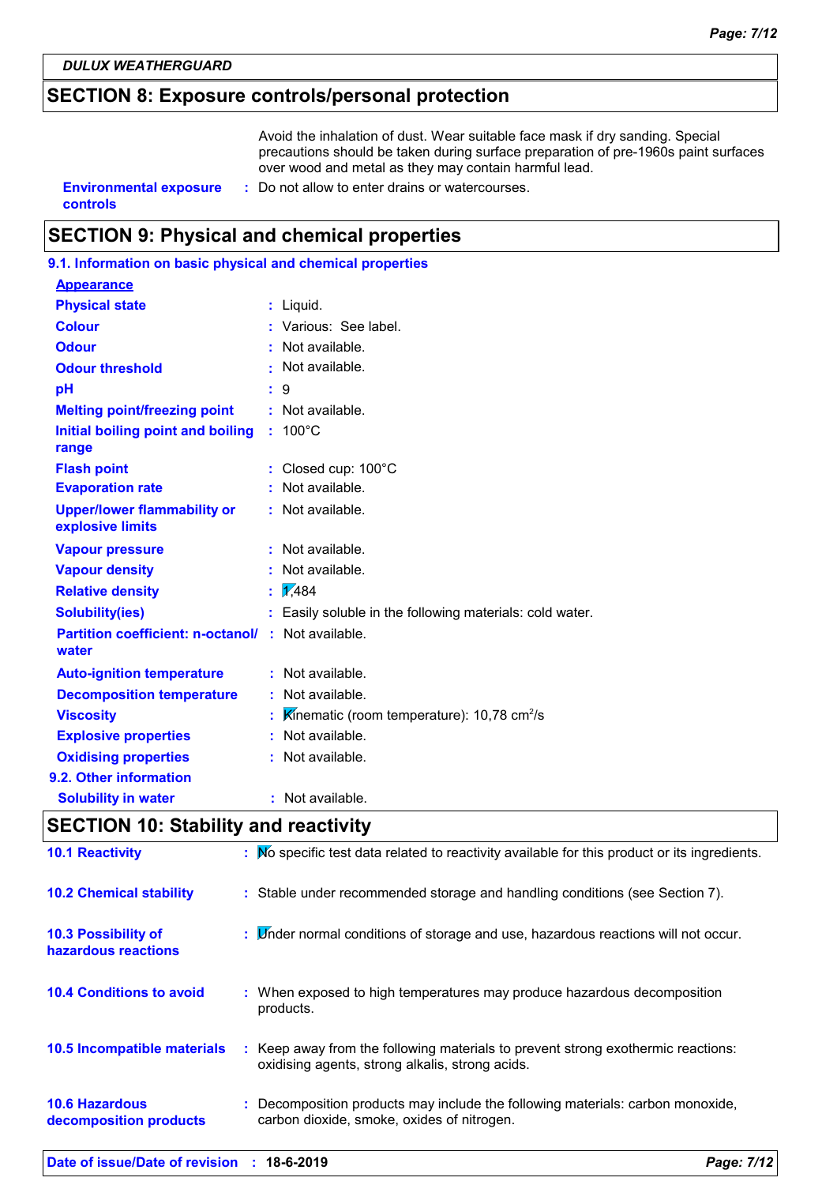**DULUX WEATHERGUARD**

## SECTION 8: Exposure controls/personal protection

Avoid the inhalation of dust. Wear suitable face mask if dry sanding. Special precautions should be taken during surface preparation of pre-1960s paint surfaces over wood and metal as they may contain harmful lead.

**Environmental exposure controls** : Do not allow to enter drains or watercourses.

## SECTION 9: Physical and chemical properties

### 9.1. Information on basic physical and chemical properties

**Appearance**

| | |
|---|---|
| **Physical state** | : Liquid. |
| **Colour** | : Various: See label. |
| **Odour** | : Not available. |
| **Odour threshold** | : Not available. |
| **pH** | : 9 |
| **Melting point/freezing point** | : Not available. |
| **Initial boiling point and boiling range** | : 100°C |
| **Flash point** | : Closed cup: 100°C |
| **Evaporation rate** | : Not available. |
| **Upper/lower flammability or explosive limits** | : Not available. |
| **Vapour pressure** | : Not available. |
| **Vapour density** | : Not available. |
| **Relative density** | : 1,484 |
| **Solubility(ies)** | : Easily soluble in the following materials: cold water. |
| **Partition coefficient: n-octanol/ water** | : Not available. |
| **Auto-ignition temperature** | : Not available. |
| **Decomposition temperature** | : Not available. |
| **Viscosity** | : Kinematic (room temperature): 10,78 $cm^2/s$ |
| **Explosive properties** | : Not available. |
| **Oxidising properties** | : Not available. |

### 9.2. Other information

| | |
|---|---|
| **Solubility in water** | : Not available. |

## SECTION 10: Stability and reactivity

| | |
|---|---|
| **10.1 Reactivity** | : No specific test data related to reactivity available for this product or its ingredients. |
| **10.2 Chemical stability** | : Stable under recommended storage and handling conditions (see Section 7). |
| **10.3 Possibility of hazardous reactions** | : Under normal conditions of storage and use, hazardous reactions will not occur. |
| **10.4 Conditions to avoid** | : When exposed to high temperatures may produce hazardous decomposition products. |
| **10.5 Incompatible materials** | : Keep away from the following materials to prevent strong exothermic reactions: oxidising agents, strong alkalis, strong acids. |
| **10.6 Hazardous decomposition products** | : Decomposition products may include the following materials: carbon monoxide, carbon dioxide, smoke, oxides of nitrogen. |

**Date of issue/Date of revision** : **18-6-2019**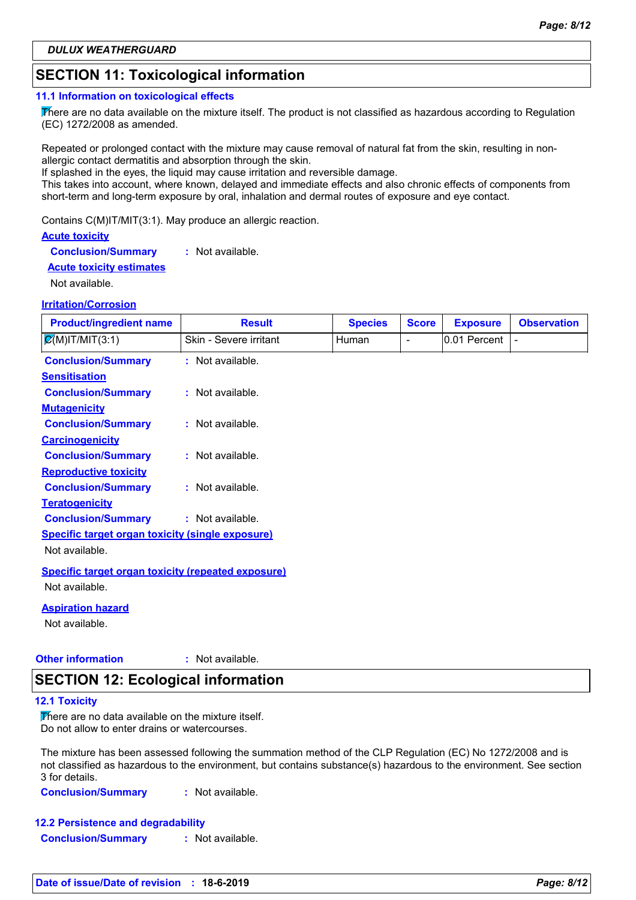**DULUX WEATHERGUARD**

## SECTION 11: Toxicological information

### 11.1 Information on toxicological effects

There are no data available on the mixture itself. The product is not classified as hazardous according to Regulation (EC) 1272/2008 as amended.

Repeated or prolonged contact with the mixture may cause removal of natural fat from the skin, resulting in non-allergic contact dermatitis and absorption through the skin.
If splashed in the eyes, the liquid may cause irritation and reversible damage.
This takes into account, where known, delayed and immediate effects and also chronic effects of components from short-term and long-term exposure by oral, inhalation and dermal routes of exposure and eye contact.

Contains C(M)IT/MIT(3:1). May produce an allergic reaction.

**Acute toxicity**

**Conclusion/Summary** : Not available.

**Acute toxicity estimates**

Not available.

**Irritation/Corrosion**

| Product/ingredient name | Result | Species | Score | Exposure | Observation |
|---|---|---|---|---|---|
| C(M)IT/MIT(3:1) | Skin - Severe irritant | Human | - | 0.01 Percent | - |

**Conclusion/Summary** : Not available.

**Sensitisation**

**Conclusion/Summary** : Not available.

**Mutagenicity**

**Conclusion/Summary** : Not available.

**Carcinogenicity**

**Conclusion/Summary** : Not available.

**Reproductive toxicity**

**Conclusion/Summary** : Not available.

**Teratogenicity**

**Conclusion/Summary** : Not available.

**Specific target organ toxicity (single exposure)**

Not available.

**Specific target organ toxicity (repeated exposure)**

Not available.

**Aspiration hazard**

Not available.

**Other information** : Not available.

## SECTION 12: Ecological information

### 12.1 Toxicity

There are no data available on the mixture itself.
Do not allow to enter drains or watercourses.

The mixture has been assessed following the summation method of the CLP Regulation (EC) No 1272/2008 and is not classified as hazardous to the environment, but contains substance(s) hazardous to the environment. See section 3 for details.

**Conclusion/Summary** : Not available.

### 12.2 Persistence and degradability

**Conclusion/Summary** : Not available.

**Date of issue/Date of revision** : **18-6-2019**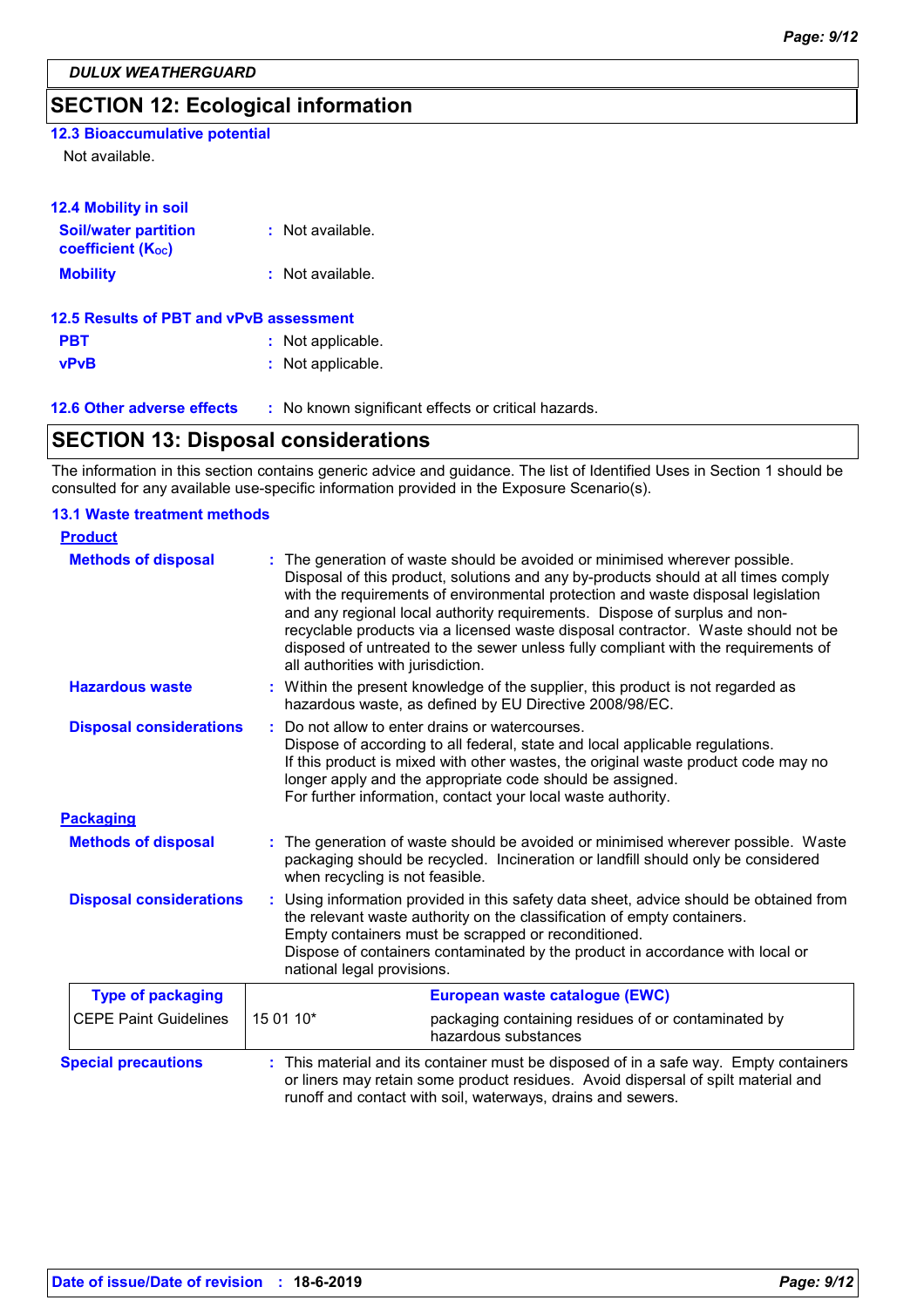## SECTION 12: Ecological information

### 12.3 Bioaccumulative potential

Not available.

### 12.4 Mobility in soil

**Soil/water partition coefficient ($K_{OC}$)** : Not available.

**Mobility** : Not available.

### 12.5 Results of PBT and vPvB assessment

**PBT** : Not applicable.

**vPvB** : Not applicable.

### 12.6 Other adverse effects

: No known significant effects or critical hazards.

## SECTION 13: Disposal considerations

The information in this section contains generic advice and guidance. The list of Identified Uses in Section 1 should be consulted for any available use-specific information provided in the Exposure Scenario(s).

### 13.1 Waste treatment methods

**Product**

**Methods of disposal** : The generation of waste should be avoided or minimised wherever possible. Disposal of this product, solutions and any by-products should at all times comply with the requirements of environmental protection and waste disposal legislation and any regional local authority requirements. Dispose of surplus and non-recyclable products via a licensed waste disposal contractor. Waste should not be disposed of untreated to the sewer unless fully compliant with the requirements of all authorities with jurisdiction.

**Hazardous waste** : Within the present knowledge of the supplier, this product is not regarded as hazardous waste, as defined by EU Directive 2008/98/EC.

**Disposal considerations** : Do not allow to enter drains or watercourses.
Dispose of according to all federal, state and local applicable regulations.
If this product is mixed with other wastes, the original waste product code may no longer apply and the appropriate code should be assigned.
For further information, contact your local waste authority.

**Packaging**

**Methods of disposal** : The generation of waste should be avoided or minimised wherever possible. Waste packaging should be recycled. Incineration or landfill should only be considered when recycling is not feasible.

**Disposal considerations** : Using information provided in this safety data sheet, advice should be obtained from the relevant waste authority on the classification of empty containers.
Empty containers must be scrapped or reconditioned.
Dispose of containers contaminated by the product in accordance with local or national legal provisions.

| Type of packaging | European waste catalogue (EWC) | |
|---|---|---|
| CEPE Paint Guidelines | 15 01 10* | packaging containing residues of or contaminated by hazardous substances |

**Special precautions** : This material and its container must be disposed of in a safe way. Empty containers or liners may retain some product residues. Avoid dispersal of spilt material and runoff and contact with soil, waterways, drains and sewers.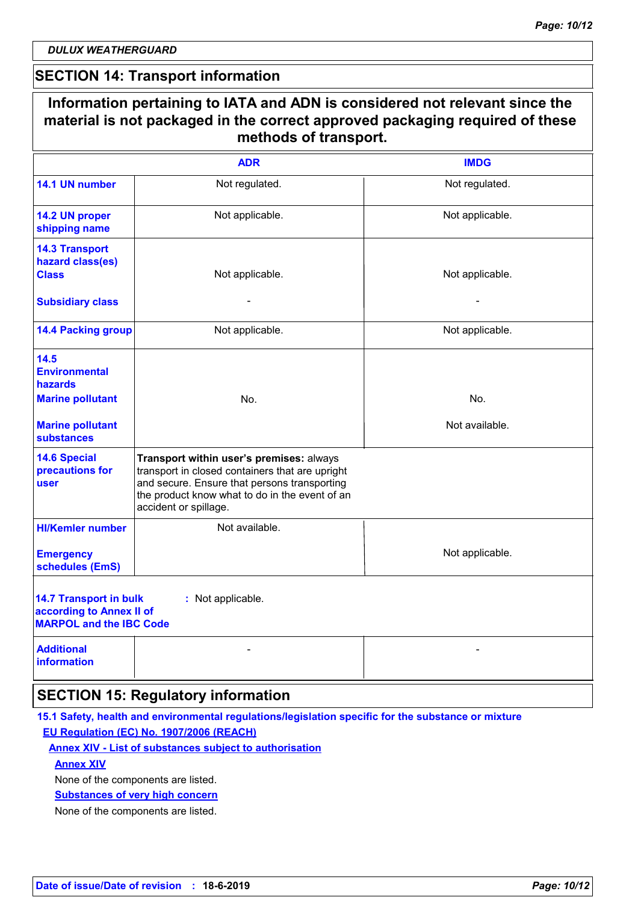## SECTION 14: Transport information

**Information pertaining to IATA and ADN is considered not relevant since the material is not packaged in the correct approved packaging required of these methods of transport.**

| | ADR | IMDG |
|---|---|---|
| **14.1 UN number** | Not regulated. | Not regulated. |
| **14.2 UN proper shipping name** | Not applicable. | Not applicable. |
| **14.3 Transport hazard class(es)** **Class** | Not applicable. | Not applicable. |
| **Subsidiary class** | - | - |
| **14.4 Packing group** | Not applicable. | Not applicable. |
| **14.5 Environmental hazards** **Marine pollutant** | No. | No. |
| **Marine pollutant substances** | | Not available. |
| **14.6 Special precautions for user** | **Transport within user's premises:** always transport in closed containers that are upright and secure. Ensure that persons transporting the product know what to do in the event of an accident or spillage. | |
| **HI/Kemler number** | Not available. | |
| **Emergency schedules (EmS)** | | Not applicable. |

**14.7 Transport in bulk according to Annex II of MARPOL and the IBC Code** : Not applicable.

| | | |
|---|---|---|
| **Additional information** | - | - |

## SECTION 15: Regulatory information

**15.1 Safety, health and environmental regulations/legislation specific for the substance or mixture**

**EU Regulation (EC) No. 1907/2006 (REACH)**

**Annex XIV - List of substances subject to authorisation**

**Annex XIV**

None of the components are listed.

**Substances of very high concern**

None of the components are listed.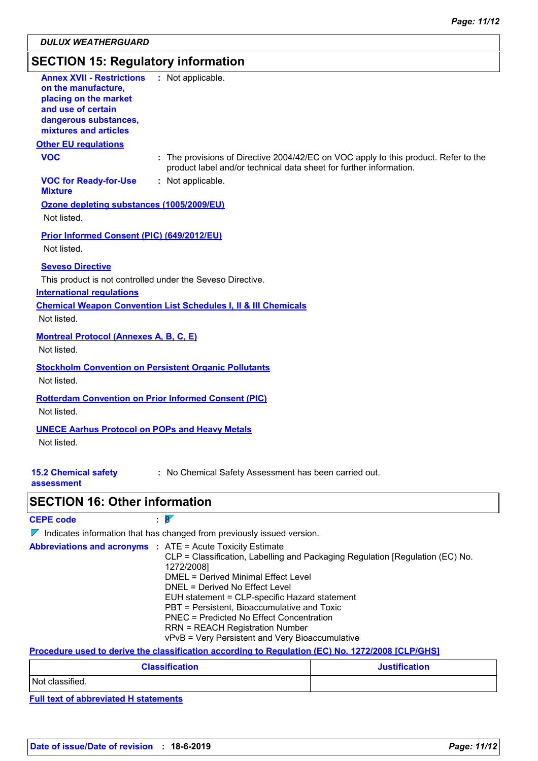## SECTION 15: Regulatory information

**Annex XVII - Restrictions on the manufacture, placing on the market and use of certain dangerous substances, mixtures and articles** : Not applicable.

**Other EU regulations**

**VOC** : The provisions of Directive 2004/42/EC on VOC apply to this product. Refer to the product label and/or technical data sheet for further information.

**VOC for Ready-for-Use Mixture** : Not applicable.

**Ozone depleting substances (1005/2009/EU)**

Not listed.

**Prior Informed Consent (PIC) (649/2012/EU)**

Not listed.

**Seveso Directive**

This product is not controlled under the Seveso Directive.

**International regulations**

**Chemical Weapon Convention List Schedules I, II & III Chemicals**

Not listed.

**Montreal Protocol (Annexes A, B, C, E)**

Not listed.

**Stockholm Convention on Persistent Organic Pollutants**

Not listed.

**Rotterdam Convention on Prior Informed Consent (PIC)**

Not listed.

**UNECE Aarhus Protocol on POPs and Heavy Metals**

Not listed.

**15.2 Chemical safety assessment** : No Chemical Safety Assessment has been carried out.

## SECTION 16: Other information

**CEPE code** : 8

Indicates information that has changed from previously issued version.

**Abbreviations and acronyms** :
- ATE = Acute Toxicity Estimate
- CLP = Classification, Labelling and Packaging Regulation [Regulation (EC) No. 1272/2008]
- DMEL = Derived Minimal Effect Level
- DNEL = Derived No Effect Level
- EUH statement = CLP-specific Hazard statement
- PBT = Persistent, Bioaccumulative and Toxic
- PNEC = Predicted No Effect Concentration
- RRN = REACH Registration Number
- vPvB = Very Persistent and Very Bioaccumulative

**Procedure used to derive the classification according to Regulation (EC) No. 1272/2008 [CLP/GHS]**

| Classification | Justification |
|---|---|
| Not classified. | |

**Full text of abbreviated H statements**

**Date of issue/Date of revision** : 18-6-2019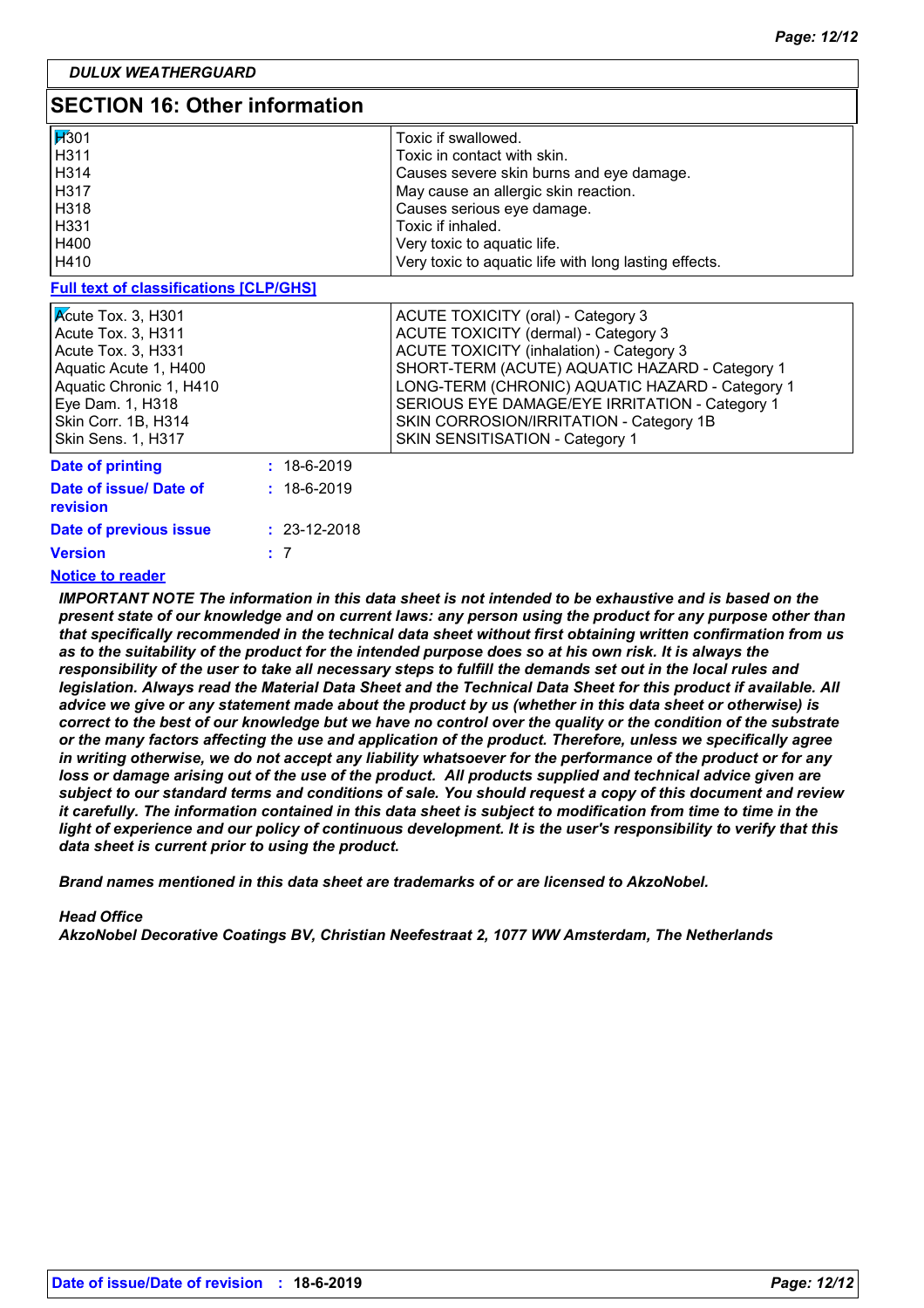DULUX WEATHERGUARD

## SECTION 16: Other information

| | |
|---|---|
| H301 | Toxic if swallowed. |
| H311 | Toxic in contact with skin. |
| H314 | Causes severe skin burns and eye damage. |
| H317 | May cause an allergic skin reaction. |
| H318 | Causes serious eye damage. |
| H331 | Toxic if inhaled. |
| H400 | Very toxic to aquatic life. |
| H410 | Very toxic to aquatic life with long lasting effects. |

**Full text of classifications [CLP/GHS]**

| | |
|---|---|
| Acute Tox. 3, H301 | ACUTE TOXICITY (oral) - Category 3 |
| Acute Tox. 3, H311 | ACUTE TOXICITY (dermal) - Category 3 |
| Acute Tox. 3, H331 | ACUTE TOXICITY (inhalation) - Category 3 |
| Aquatic Acute 1, H400 | SHORT-TERM (ACUTE) AQUATIC HAZARD - Category 1 |
| Aquatic Chronic 1, H410 | LONG-TERM (CHRONIC) AQUATIC HAZARD - Category 1 |
| Eye Dam. 1, H318 | SERIOUS EYE DAMAGE/EYE IRRITATION - Category 1 |
| Skin Corr. 1B, H314 | SKIN CORROSION/IRRITATION - Category 1B |
| Skin Sens. 1, H317 | SKIN SENSITISATION - Category 1 |

**Date of printing** : 18-6-2019

**Date of issue/ Date of revision** : 18-6-2019

**Date of previous issue** : 23-12-2018

**Version** : 7

**Notice to reader**

***IMPORTANT NOTE The information in this data sheet is not intended to be exhaustive and is based on the present state of our knowledge and on current laws: any person using the product for any purpose other than that specifically recommended in the technical data sheet without first obtaining written confirmation from us as to the suitability of the product for the intended purpose does so at his own risk. It is always the responsibility of the user to take all necessary steps to fulfill the demands set out in the local rules and legislation. Always read the Material Data Sheet and the Technical Data Sheet for this product if available. All advice we give or any statement made about the product by us (whether in this data sheet or otherwise) is correct to the best of our knowledge but we have no control over the quality or the condition of the substrate or the many factors affecting the use and application of the product. Therefore, unless we specifically agree in writing otherwise, we do not accept any liability whatsoever for the performance of the product or for any loss or damage arising out of the use of the product. All products supplied and technical advice given are subject to our standard terms and conditions of sale. You should request a copy of this document and review it carefully. The information contained in this data sheet is subject to modification from time to time in the light of experience and our policy of continuous development. It is the user's responsibility to verify that this data sheet is current prior to using the product.***

***Brand names mentioned in this data sheet are trademarks of or are licensed to AkzoNobel.***

***Head Office***
***AkzoNobel Decorative Coatings BV, Christian Neefestraat 2, 1077 WW Amsterdam, The Netherlands***